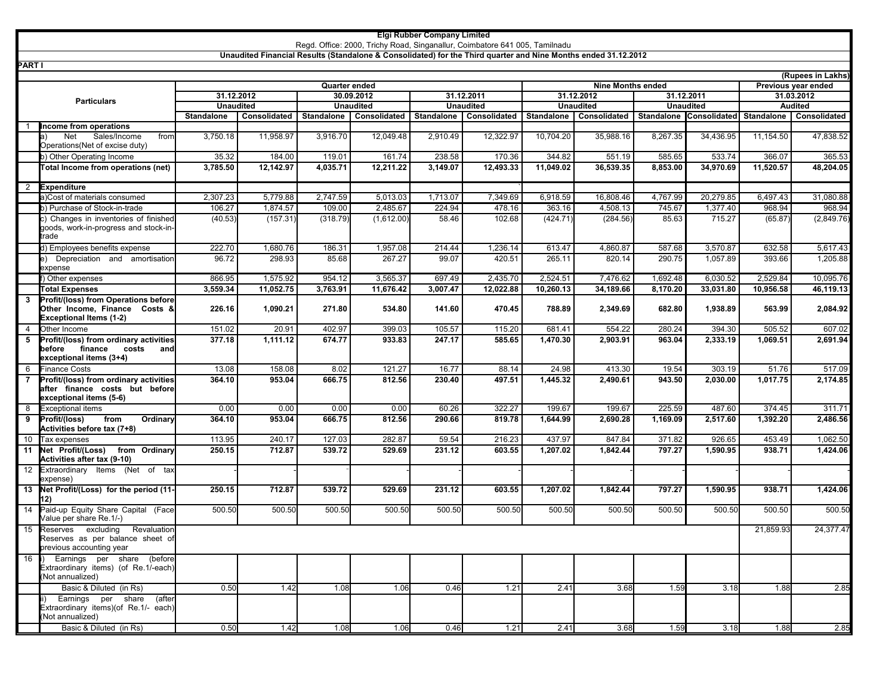# Elgi Rubber Company Limited

Regd. Office: 2000, Trichy Road, Singanallur, Coimbatore 641 005, Tamilnadu

**Unaudited Financial Results (Standalone & Consolidated) for the Third quarter and Nine Months ended 31.12.2012**

**PART I**

(Rupees in Lakhs)

| | Particulars | Quarter ended | | | | | | Nine Months ended | | | | Previous year ended | |
|---|---|---|---|---|---|---|---|---|---|---|---|---|---|
| | | 31.12.2012 | | 30.09.2012 | | 31.12.2011 | | 31.12.2012 | | 31.12.2011 | | 31.03.2012 | |
| | | Unaudited | | Unaudited | | Unaudited | | Unaudited | | Unaudited | | Audited | |
| | | Standalone | Consolidated | Standalone | Consolidated | Standalone | Consolidated | Standalone | Consolidated | Standalone | Consolidated | Standalone | Consolidated |
| 1 | **Income from operations** | | | | | | | | | | | | |
| | a) Net Sales/Income from Operations(Net of excise duty) | 3,750.18 | 11,958.97 | 3,916.70 | 12,049.48 | 2,910.49 | 12,322.97 | 10,704.20 | 35,988.16 | 8,267.35 | 34,436.95 | 11,154.50 | 47,838.52 |
| | b) Other Operating Income | 35.32 | 184.00 | 119.01 | 161.74 | 238.58 | 170.36 | 344.82 | 551.19 | 585.65 | 533.74 | 366.07 | 365.53 |
| | **Total Income from operations (net)** | **3,785.50** | **12,142.97** | **4,035.71** | **12,211.22** | **3,149.07** | **12,493.33** | **11,049.02** | **36,539.35** | **8,853.00** | **34,970.69** | **11,520.57** | **48,204.05** |
| 2 | **Expenditure** | | | | | | | | | | | | |
| | a)Cost of materials consumed | 2,307.23 | 5,779.88 | 2,747.59 | 5,013.03 | 1,713.07 | 7,349.69 | 6,918.59 | 16,808.46 | 4,767.99 | 20,279.85 | 6,497.43 | 31,080.88 |
| | b) Purchase of Stock-in-trade | 106.27 | 1,874.57 | 109.00 | 2,485.67 | 224.94 | 478.16 | 363.16 | 4,508.13 | 745.67 | 1,377.40 | 968.94 | 968.94 |
| | c) Changes in inventories of finished goods, work-in-progress and stock-in-trade | (40.53) | (157.31) | (318.79) | (1,612.00) | 58.46 | 102.68 | (424.71) | (284.56) | 85.63 | 715.27 | (65.87) | (2,849.76) |
| | d) Employees benefits expense | 222.70 | 1,680.76 | 186.31 | 1,957.08 | 214.44 | 1,236.14 | 613.47 | 4,860.87 | 587.68 | 3,570.87 | 632.58 | 5,617.43 |
| | e) Depreciation and amortisation expense | 96.72 | 298.93 | 85.68 | 267.27 | 99.07 | 420.51 | 265.11 | 820.14 | 290.75 | 1,057.89 | 393.66 | 1,205.88 |
| | f) Other expenses | 866.95 | 1,575.92 | 954.12 | 3,565.37 | 697.49 | 2,435.70 | 2,524.51 | 7,476.62 | 1,692.48 | 6,030.52 | 2,529.84 | 10,095.76 |
| | **Total Expenses** | **3,559.34** | **11,052.75** | **3,763.91** | **11,676.42** | **3,007.47** | **12,022.88** | **10,260.13** | **34,189.66** | **8,170.20** | **33,031.80** | **10,956.58** | **46,119.13** |
| **3** | **Profit/(loss) from Operations before Other Income, Finance Costs & Exceptional Items (1-2)** | **226.16** | **1,090.21** | **271.80** | **534.80** | **141.60** | **470.45** | **788.89** | **2,349.69** | **682.80** | **1,938.89** | **563.99** | **2,084.92** |
| 4 | Other Income | 151.02 | 20.91 | 402.97 | 399.03 | 105.57 | 115.20 | 681.41 | 554.22 | 280.24 | 394.30 | 505.52 | 607.02 |
| **5** | **Profit/(loss) from ordinary activities before finance costs and exceptional items (3+4)** | **377.18** | **1,111.12** | **674.77** | **933.83** | **247.17** | **585.65** | **1,470.30** | **2,903.91** | **963.04** | **2,333.19** | **1,069.51** | **2,691.94** |
| 6 | Finance Costs | 13.08 | 158.08 | 8.02 | 121.27 | 16.77 | 88.14 | 24.98 | 413.30 | 19.54 | 303.19 | 51.76 | 517.09 |
| **7** | **Profit/(loss) from ordinary activities after finance costs but before exceptional items (5-6)** | **364.10** | **953.04** | **666.75** | **812.56** | **230.40** | **497.51** | **1,445.32** | **2,490.61** | **943.50** | **2,030.00** | **1,017.75** | **2,174.85** |
| 8 | Exceptional items | 0.00 | 0.00 | 0.00 | 0.00 | 60.26 | 322.27 | 199.67 | 199.67 | 225.59 | 487.60 | 374.45 | 311.71 |
| **9** | **Profit/(loss) from Ordinary Activities before tax (7+8)** | **364.10** | **953.04** | **666.75** | **812.56** | **290.66** | **819.78** | **1,644.99** | **2,690.28** | **1,169.09** | **2,517.60** | **1,392.20** | **2,486.56** |
| 10 | Tax expenses | 113.95 | 240.17 | 127.03 | 282.87 | 59.54 | 216.23 | 437.97 | 847.84 | 371.82 | 926.65 | 453.49 | 1,062.50 |
| **11** | **Net Profit/(Loss) from Ordinary Activities after tax (9-10)** | **250.15** | **712.87** | **539.72** | **529.69** | **231.12** | **603.55** | **1,207.02** | **1,842.44** | **797.27** | **1,590.95** | **938.71** | **1,424.06** |
| 12 | Extraordinary Items (Net of tax expense) | - | - | - | - | - | - | - | - | - | - | - | - |
| **13** | **Net Profit/(Loss) for the period (11-12)** | **250.15** | **712.87** | **539.72** | **529.69** | **231.12** | **603.55** | **1,207.02** | **1,842.44** | **797.27** | **1,590.95** | **938.71** | **1,424.06** |
| 14 | Paid-up Equity Share Capital (Face Value per share Re.1/-) | 500.50 | 500.50 | 500.50 | 500.50 | 500.50 | 500.50 | 500.50 | 500.50 | 500.50 | 500.50 | 500.50 | 500.50 |
| 15 | Reserves excluding Revaluation Reserves as per balance sheet of previous accounting year | | | | | | | | | | | 21,859.93 | 24,377.47 |
| 16 | i) Earnings per share (before Extraordinary items) (of Re.1/-each) (Not annualized) | | | | | | | | | | | | |
| | Basic & Diluted (in Rs) | 0.50 | 1.42 | 1.08 | 1.06 | 0.46 | 1.21 | 2.41 | 3.68 | 1.59 | 3.18 | 1.88 | 2.85 |
| | ii) Earnings per share (after Extraordinary items)(of Re.1/- each) (Not annualized) | | | | | | | | | | | | |
| | Basic & Diluted (in Rs) | 0.50 | 1.42 | 1.08 | 1.06 | 0.46 | 1.21 | 2.41 | 3.68 | 1.59 | 3.18 | 1.88 | 2.85 |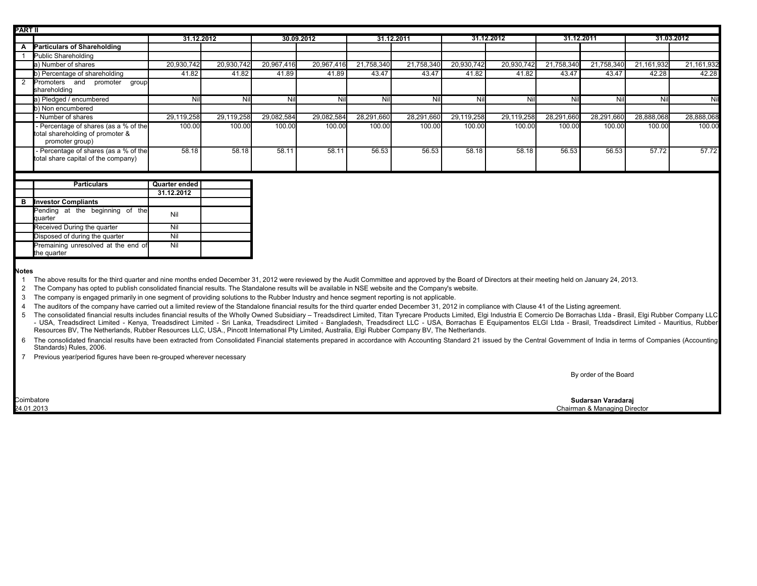PART II

| | | 31.12.2012 | | 30.09.2012 | | 31.12.2011 | | 31.12.2012 | | 31.12.2011 | | 31.03.2012 | |
|---|---|---|---|---|---|---|---|---|---|---|---|---|---|
| **A** | **Particulars of Shareholding** | | | | | | | | | | | | |
| 1 | Public Shareholding | | | | | | | | | | | | |
| | a) Number of shares | 20,930,742 | 20,930,742 | 20,967,416 | 20,967,416 | 21,758,340 | 21,758,340 | 20,930,742 | 20,930,742 | 21,758,340 | 21,758,340 | 21,161,932 | 21,161,932 |
| | b) Percentage of shareholding | 41.82 | 41.82 | 41.89 | 41.89 | 43.47 | 43.47 | 41.82 | 41.82 | 43.47 | 43.47 | 42.28 | 42.28 |
| 2 | Promoters and promoter group shareholding | | | | | | | | | | | | |
| | a) Pledged / encumbered | Nil | Nil | Nil | Nil | Nil | Nil | Nil | Nil | Nil | Nil | Nil | Nil |
| | b) Non encumbered | | | | | | | | | | | | |
| | - Number of shares | 29,119,258 | 29,119,258 | 29,082,584 | 29,082,584 | 28,291,660 | 28,291,660 | 29,119,258 | 29,119,258 | 28,291,660 | 28,291,660 | 28,888,068 | 28,888,068 |
| | - Percentage of shares (as a % of the total shareholding of promoter & promoter group) | 100.00 | 100.00 | 100.00 | 100.00 | 100.00 | 100.00 | 100.00 | 100.00 | 100.00 | 100.00 | 100.00 | 100.00 |
| | - Percentage of shares (as a % of the total share capital of the company) | 58.18 | 58.18 | 58.11 | 58.11 | 56.53 | 56.53 | 58.18 | 58.18 | 56.53 | 56.53 | 57.72 | 57.72 |

| | Particulars | Quarter ended 31.12.2012 | |
|---|---|---|---|
| **B** | **Investor Compliants** | | |
| | Pending at the beginning of the quarter | Nil | |
| | Received During the quarter | Nil | |
| | Disposed of during the quarter | Nil | |
| | Premaining unresolved at the end of the quarter | Nil | |

**Notes**

1. The above results for the third quarter and nine months ended December 31, 2012 were reviewed by the Audit Committee and approved by the Board of Directors at their meeting held on January 24, 2013.
2. The Company has opted to publish consolidated financial results. The Standalone results will be available in NSE website and the Company's website.
3. The company is engaged primarily in one segment of providing solutions to the Rubber Industry and hence segment reporting is not applicable.
4. The auditors of the company have carried out a limited review of the Standalone financial results for the third quarter ended December 31, 2012 in compliance with Clause 41 of the Listing agreement.
5. The consolidated financial results includes financial results of the Wholly Owned Subsidiary – Treadsdirect Limited, Titan Tyrecare Products Limited, Elgi Industria E Comercio De Borrachas Ltda - Brasil, Elgi Rubber Company LLC - USA, Treadsdirect Limited - Kenya, Treadsdirect Limited - Sri Lanka, Treadsdirect Limited - Bangladesh, Treadsdirect LLC - USA, Borrachas E Equipamentos ELGI Ltda - Brasil, Treadsdirect Limited - Mauritius, Rubber Resources BV, The Netherlands, Rubber Resources LLC, USA., Pincott International Pty Limited, Australia, Elgi Rubber Company BV, The Netherlands.
6. The consolidated financial results have been extracted from Consolidated Financial statements prepared in accordance with Accounting Standard 21 issued by the Central Government of India in terms of Companies (Accounting Standards) Rules, 2006.
7. Previous year/period figures have been re-grouped wherever necessary

By order of the Board

Coimbatore
24.01.2013

**Sudarsan Varadaraj**
Chairman & Managing Director